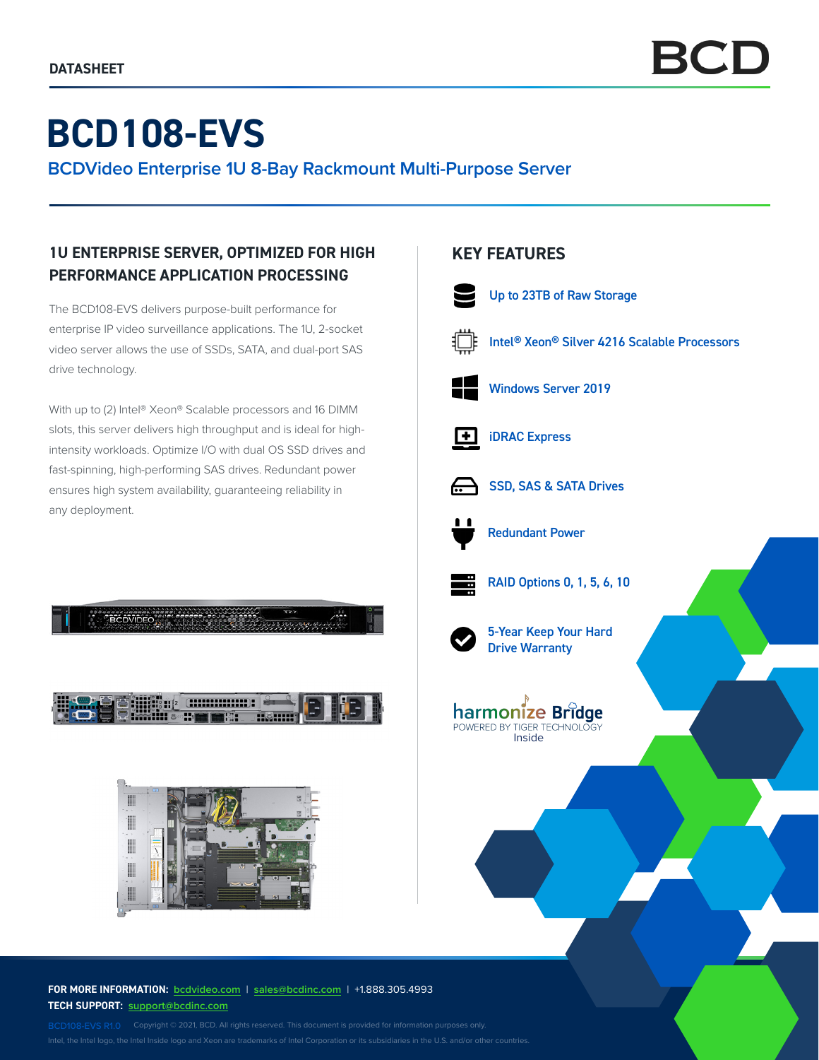DATASHEET

# BCD108-EVS

## BCDVideo Enterprise 1U 8-Bay Rackmount Multi-Purpose Server

### 1U ENTERPRISE SERVER, OPTIMIZED FOR HIGH PERFORMANCE APPLICATION PROCESSING

The BCD108-EVS delivers purpose-built performance for enterprise IP video surveillance applications. The 1U, 2-socket video server allows the use of SSDs, SATA, and dual-port SAS drive technology.

With up to (2) Intel® Xeon® Scalable processors and 16 DIMM slots, this server delivers high throughput and is ideal for high-intensity workloads. Optimize I/O with dual OS SSD drives and fast-spinning, high-performing SAS drives. Redundant power ensures high system availability, guaranteeing reliability in any deployment.

### KEY FEATURES

- Up to 23TB of Raw Storage
- Intel® Xeon® Silver 4216 Scalable Processors
- Windows Server 2019
- iDRAC Express
- SSD, SAS & SATA Drives
- Redundant Power
- RAID Options 0, 1, 5, 6, 10
- 5-Year Keep Your Hard Drive Warranty

harmonize Bridge
POWERED BY TIGER TECHNOLOGY
Inside

**FOR MORE INFORMATION:** bcdvideo.com | sales@bcdinc.com | +1.888.305.4993
**TECH SUPPORT:** support@bcdinc.com

BCD108-EVS R1.0 Copyright © 2021, BCD. All rights reserved. This document is provided for information purposes only.
Intel, the Intel logo, the Intel Inside logo and Xeon are trademarks of Intel Corporation or its subsidiaries in the U.S. and/or other countries.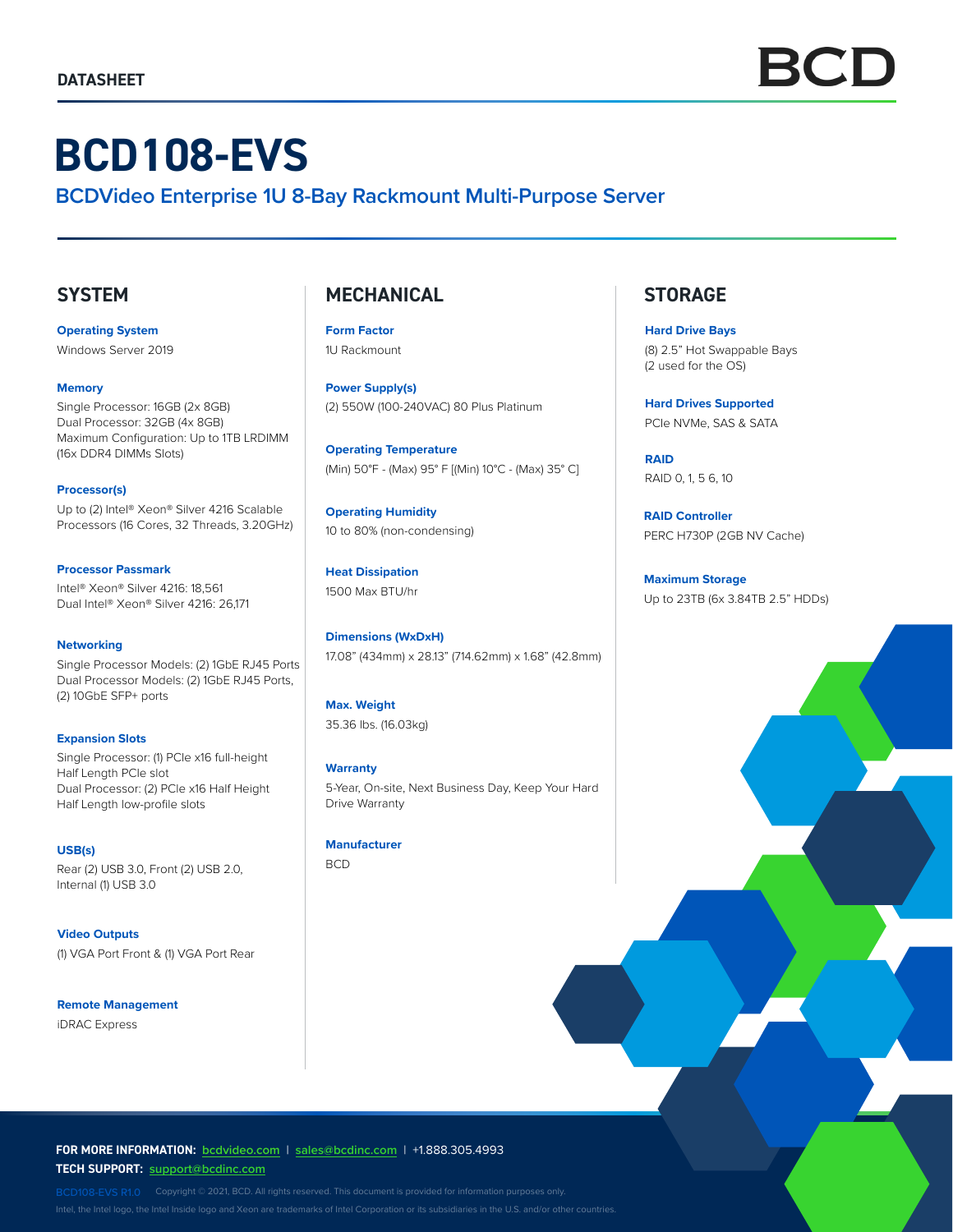DATASHEET

# BCD108-EVS

## BCDVideo Enterprise 1U 8-Bay Rackmount Multi-Purpose Server

## SYSTEM

**Operating System**
Windows Server 2019

**Memory**
Single Processor: 16GB (2x 8GB)
Dual Processor: 32GB (4x 8GB)
Maximum Configuration: Up to 1TB LRDIMM (16x DDR4 DIMMs Slots)

**Processor(s)**
Up to (2) Intel® Xeon® Silver 4216 Scalable Processors (16 Cores, 32 Threads, 3.20GHz)

**Processor Passmark**
Intel® Xeon® Silver 4216: 18,561
Dual Intel® Xeon® Silver 4216: 26,171

**Networking**
Single Processor Models: (2) 1GbE RJ45 Ports
Dual Processor Models: (2) 1GbE RJ45 Ports, (2) 10GbE SFP+ ports

**Expansion Slots**
Single Processor: (1) PCIe x16 full-height Half Length PCIe slot
Dual Processor: (2) PCIe x16 Half Height Half Length low-profile slots

**USB(s)**
Rear (2) USB 3.0, Front (2) USB 2.0, Internal (1) USB 3.0

**Video Outputs**
(1) VGA Port Front & (1) VGA Port Rear

**Remote Management**
iDRAC Express

## MECHANICAL

**Form Factor**
1U Rackmount

**Power Supply(s)**
(2) 550W (100-240VAC) 80 Plus Platinum

**Operating Temperature**
(Min) 50°F - (Max) 95° F [(Min) 10°C - (Max) 35° C]

**Operating Humidity**
10 to 80% (non-condensing)

**Heat Dissipation**
1500 Max BTU/hr

**Dimensions (WxDxH)**
17.08” (434mm) x 28.13” (714.62mm) x 1.68” (42.8mm)

**Max. Weight**
35.36 lbs. (16.03kg)

**Warranty**
5-Year, On-site, Next Business Day, Keep Your Hard Drive Warranty

**Manufacturer**
BCD

## STORAGE

**Hard Drive Bays**
(8) 2.5” Hot Swappable Bays (2 used for the OS)

**Hard Drives Supported**
PCIe NVMe, SAS & SATA

**RAID**
RAID 0, 1, 5 6, 10

**RAID Controller**
PERC H730P (2GB NV Cache)

**Maximum Storage**
Up to 23TB (6x 3.84TB 2.5” HDDs)

**FOR MORE INFORMATION:** bcdvideo.com | sales@bcdinc.com | +1.888.305.4993
**TECH SUPPORT:** support@bcdinc.com

BCD108-EVS R1.0 Copyright © 2021, BCD. All rights reserved. This document is provided for information purposes only.
Intel, the Intel logo, the Intel Inside logo and Xeon are trademarks of Intel Corporation or its subsidiaries in the U.S. and/or other countries.